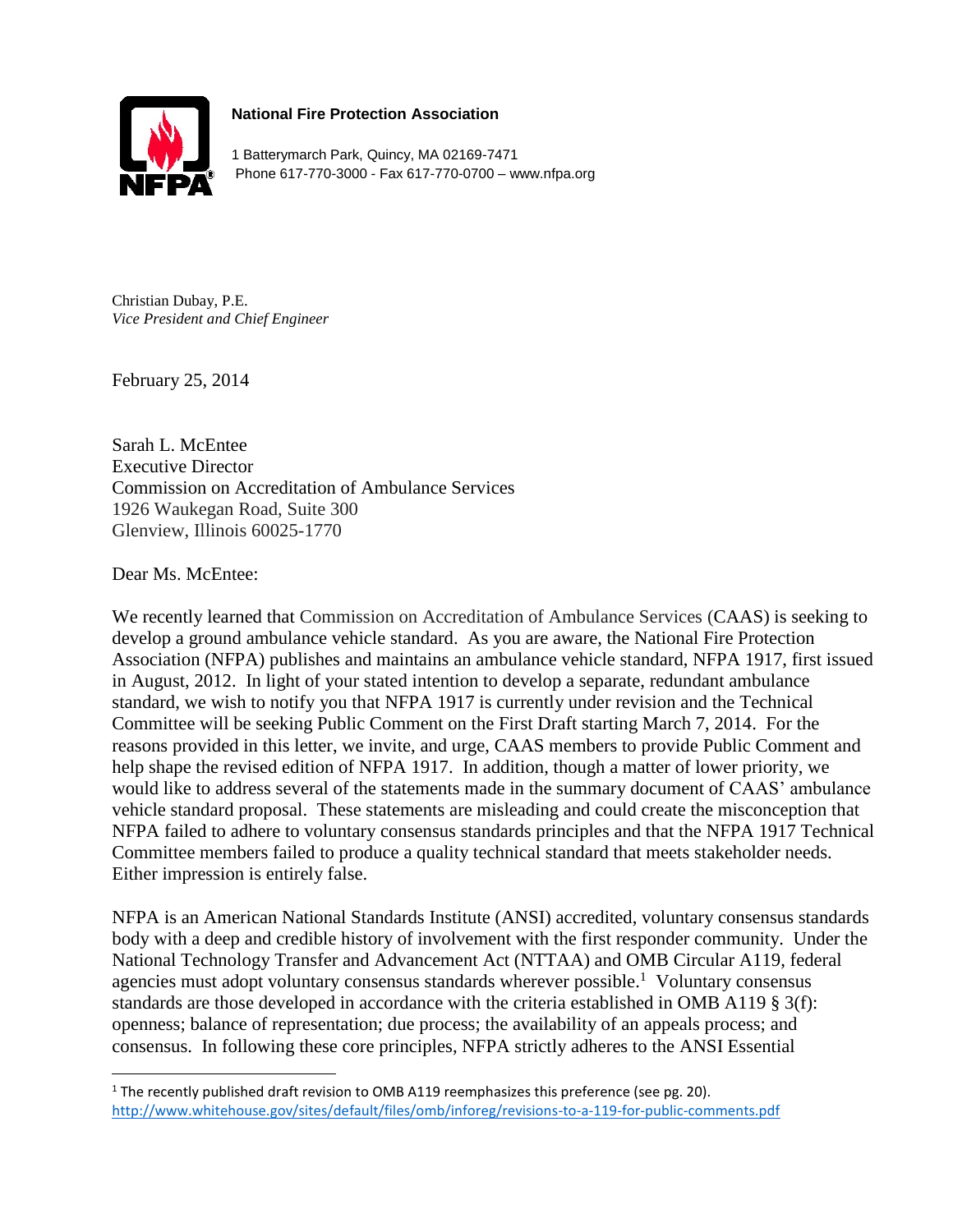**National Fire Protection Association**

1 Batterymarch Park, Quincy, MA 02169-7471
Phone 617-770-3000 - Fax 617-770-0700 – www.nfpa.org

Christian Dubay, P.E.
*Vice President and Chief Engineer*

February 25, 2014

Sarah L. McEntee
Executive Director
Commission on Accreditation of Ambulance Services
1926 Waukegan Road, Suite 300
Glenview, Illinois 60025-1770

Dear Ms. McEntee:

We recently learned that Commission on Accreditation of Ambulance Services (CAAS) is seeking to develop a ground ambulance vehicle standard. As you are aware, the National Fire Protection Association (NFPA) publishes and maintains an ambulance vehicle standard, NFPA 1917, first issued in August, 2012. In light of your stated intention to develop a separate, redundant ambulance standard, we wish to notify you that NFPA 1917 is currently under revision and the Technical Committee will be seeking Public Comment on the First Draft starting March 7, 2014. For the reasons provided in this letter, we invite, and urge, CAAS members to provide Public Comment and help shape the revised edition of NFPA 1917. In addition, though a matter of lower priority, we would like to address several of the statements made in the summary document of CAAS' ambulance vehicle standard proposal. These statements are misleading and could create the misconception that NFPA failed to adhere to voluntary consensus standards principles and that the NFPA 1917 Technical Committee members failed to produce a quality technical standard that meets stakeholder needs. Either impression is entirely false.

NFPA is an American National Standards Institute (ANSI) accredited, voluntary consensus standards body with a deep and credible history of involvement with the first responder community. Under the National Technology Transfer and Advancement Act (NTTAA) and OMB Circular A119, federal agencies must adopt voluntary consensus standards wherever possible.[1] Voluntary consensus standards are those developed in accordance with the criteria established in OMB A119 § 3(f): openness; balance of representation; due process; the availability of an appeals process; and consensus. In following these core principles, NFPA strictly adheres to the ANSI Essential

[1] The recently published draft revision to OMB A119 reemphasizes this preference (see pg. 20). http://www.whitehouse.gov/sites/default/files/omb/inforeg/revisions-to-a-119-for-public-comments.pdf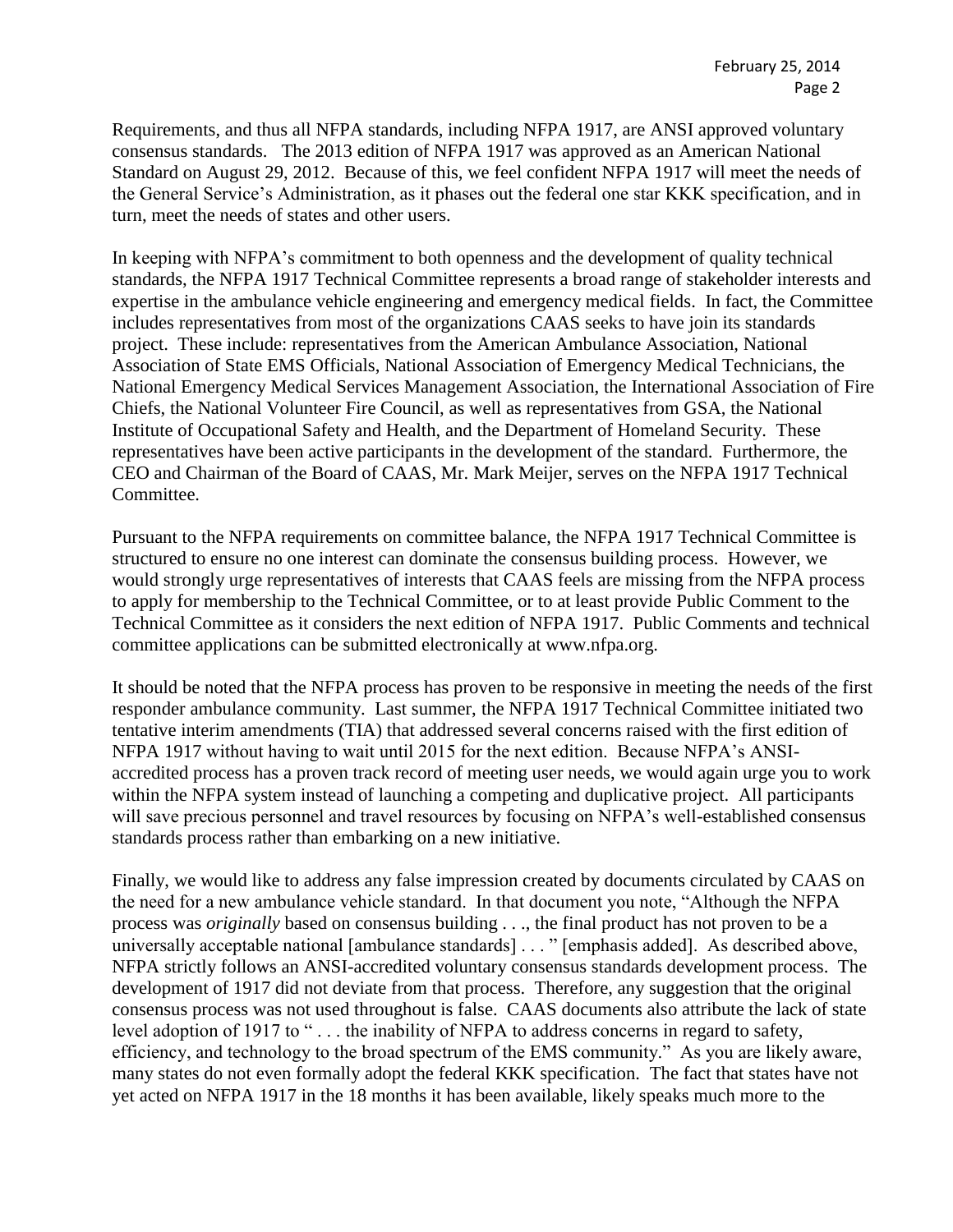Requirements, and thus all NFPA standards, including NFPA 1917, are ANSI approved voluntary consensus standards. The 2013 edition of NFPA 1917 was approved as an American National Standard on August 29, 2012. Because of this, we feel confident NFPA 1917 will meet the needs of the General Service's Administration, as it phases out the federal one star KKK specification, and in turn, meet the needs of states and other users.

In keeping with NFPA's commitment to both openness and the development of quality technical standards, the NFPA 1917 Technical Committee represents a broad range of stakeholder interests and expertise in the ambulance vehicle engineering and emergency medical fields. In fact, the Committee includes representatives from most of the organizations CAAS seeks to have join its standards project. These include: representatives from the American Ambulance Association, National Association of State EMS Officials, National Association of Emergency Medical Technicians, the National Emergency Medical Services Management Association, the International Association of Fire Chiefs, the National Volunteer Fire Council, as well as representatives from GSA, the National Institute of Occupational Safety and Health, and the Department of Homeland Security. These representatives have been active participants in the development of the standard. Furthermore, the CEO and Chairman of the Board of CAAS, Mr. Mark Meijer, serves on the NFPA 1917 Technical Committee.

Pursuant to the NFPA requirements on committee balance, the NFPA 1917 Technical Committee is structured to ensure no one interest can dominate the consensus building process. However, we would strongly urge representatives of interests that CAAS feels are missing from the NFPA process to apply for membership to the Technical Committee, or to at least provide Public Comment to the Technical Committee as it considers the next edition of NFPA 1917. Public Comments and technical committee applications can be submitted electronically at www.nfpa.org.

It should be noted that the NFPA process has proven to be responsive in meeting the needs of the first responder ambulance community. Last summer, the NFPA 1917 Technical Committee initiated two tentative interim amendments (TIA) that addressed several concerns raised with the first edition of NFPA 1917 without having to wait until 2015 for the next edition. Because NFPA's ANSI-accredited process has a proven track record of meeting user needs, we would again urge you to work within the NFPA system instead of launching a competing and duplicative project. All participants will save precious personnel and travel resources by focusing on NFPA's well-established consensus standards process rather than embarking on a new initiative.

Finally, we would like to address any false impression created by documents circulated by CAAS on the need for a new ambulance vehicle standard. In that document you note, "Although the NFPA process was *originally* based on consensus building . . ., the final product has not proven to be a universally acceptable national [ambulance standards] . . . " [emphasis added]. As described above, NFPA strictly follows an ANSI-accredited voluntary consensus standards development process. The development of 1917 did not deviate from that process. Therefore, any suggestion that the original consensus process was not used throughout is false. CAAS documents also attribute the lack of state level adoption of 1917 to " . . . the inability of NFPA to address concerns in regard to safety, efficiency, and technology to the broad spectrum of the EMS community." As you are likely aware, many states do not even formally adopt the federal KKK specification. The fact that states have not yet acted on NFPA 1917 in the 18 months it has been available, likely speaks much more to the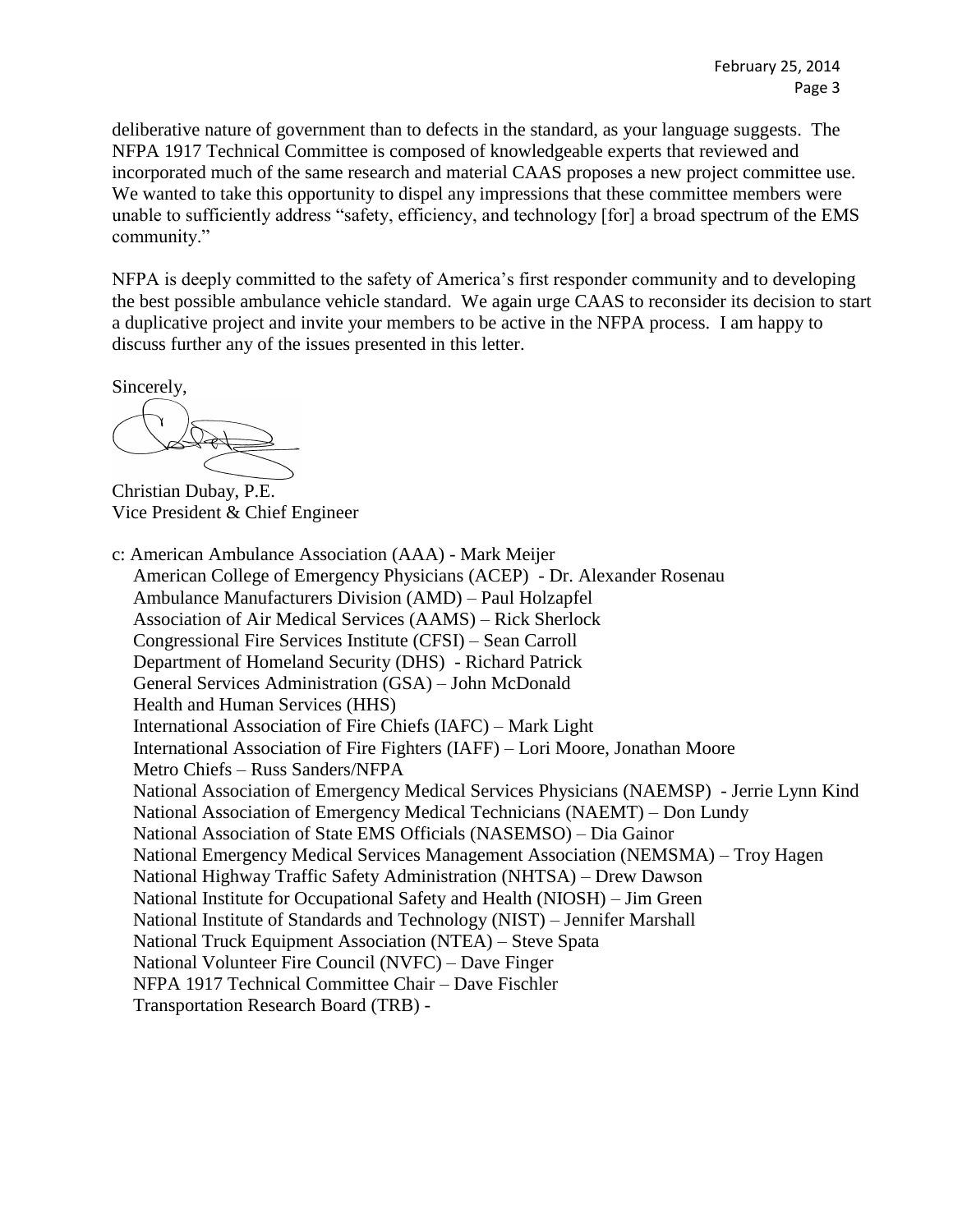deliberative nature of government than to defects in the standard, as your language suggests. The NFPA 1917 Technical Committee is composed of knowledgeable experts that reviewed and incorporated much of the same research and material CAAS proposes a new project committee use. We wanted to take this opportunity to dispel any impressions that these committee members were unable to sufficiently address "safety, efficiency, and technology [for] a broad spectrum of the EMS community."

NFPA is deeply committed to the safety of America's first responder community and to developing the best possible ambulance vehicle standard. We again urge CAAS to reconsider its decision to start a duplicative project and invite your members to be active in the NFPA process. I am happy to discuss further any of the issues presented in this letter.

Sincerely,

Christian Dubay, P.E.
Vice President & Chief Engineer

c: American Ambulance Association (AAA) - Mark Meijer
American College of Emergency Physicians (ACEP) - Dr. Alexander Rosenau
Ambulance Manufacturers Division (AMD) – Paul Holzapfel
Association of Air Medical Services (AAMS) – Rick Sherlock
Congressional Fire Services Institute (CFSI) – Sean Carroll
Department of Homeland Security (DHS) - Richard Patrick
General Services Administration (GSA) – John McDonald
Health and Human Services (HHS)
International Association of Fire Chiefs (IAFC) – Mark Light
International Association of Fire Fighters (IAFF) – Lori Moore, Jonathan Moore
Metro Chiefs – Russ Sanders/NFPA
National Association of Emergency Medical Services Physicians (NAEMSP) - Jerrie Lynn Kind
National Association of Emergency Medical Technicians (NAEMT) – Don Lundy
National Association of State EMS Officials (NASEMSO) – Dia Gainor
National Emergency Medical Services Management Association (NEMSMA) – Troy Hagen
National Highway Traffic Safety Administration (NHTSA) – Drew Dawson
National Institute for Occupational Safety and Health (NIOSH) – Jim Green
National Institute of Standards and Technology (NIST) – Jennifer Marshall
National Truck Equipment Association (NTEA) – Steve Spata
National Volunteer Fire Council (NVFC) – Dave Finger
NFPA 1917 Technical Committee Chair – Dave Fischler
Transportation Research Board (TRB) -